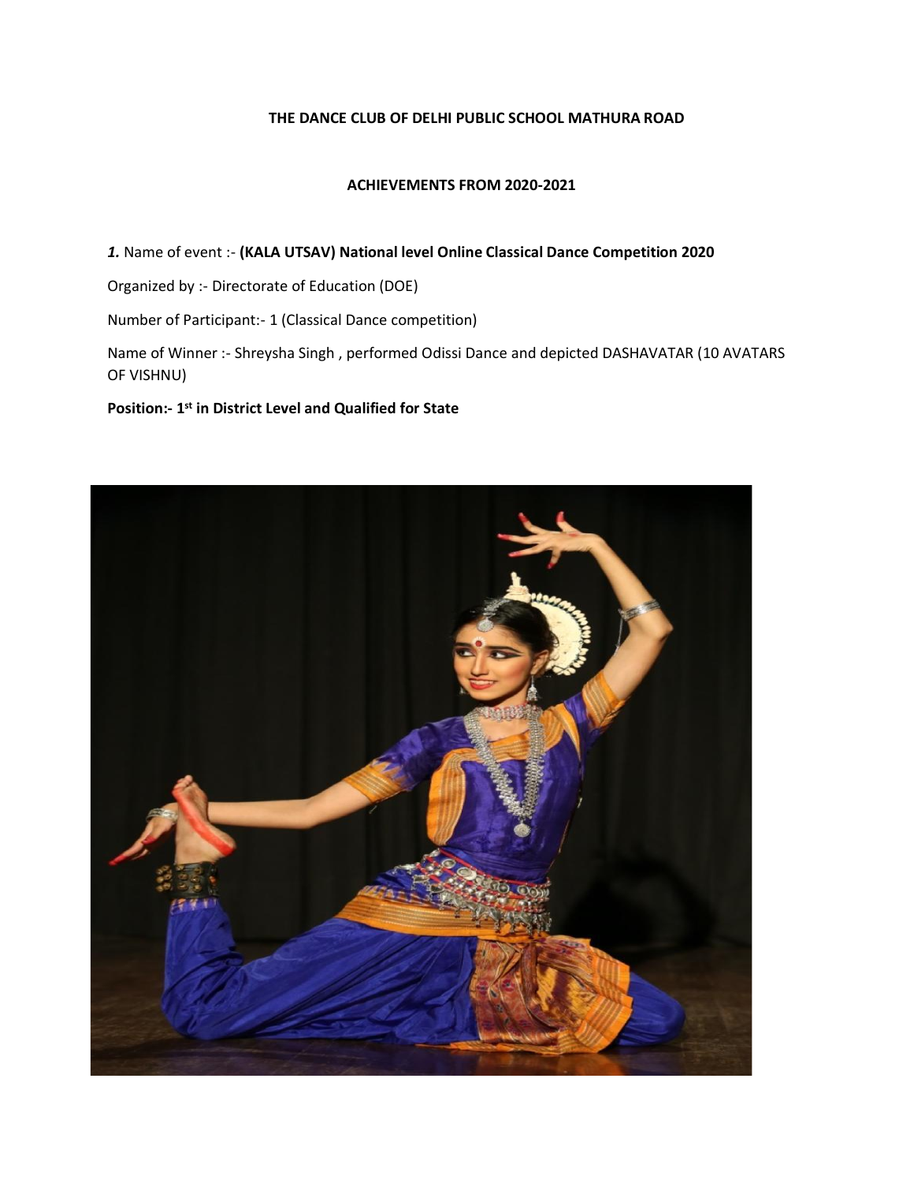**THE DANCE CLUB OF DELHI PUBLIC SCHOOL MATHURA ROAD**

**ACHIEVEMENTS FROM 2020-2021**

***1.*** Name of event :- **(KALA UTSAV) National level Online Classical Dance Competition 2020**

Organized by :- Directorate of Education (DOE)

Number of Participant:- 1 (Classical Dance competition)

Name of Winner :- Shreysha Singh , performed Odissi Dance and depicted DASHAVATAR (10 AVATARS OF VISHNU)

**Position:- 1st in District Level and Qualified for State**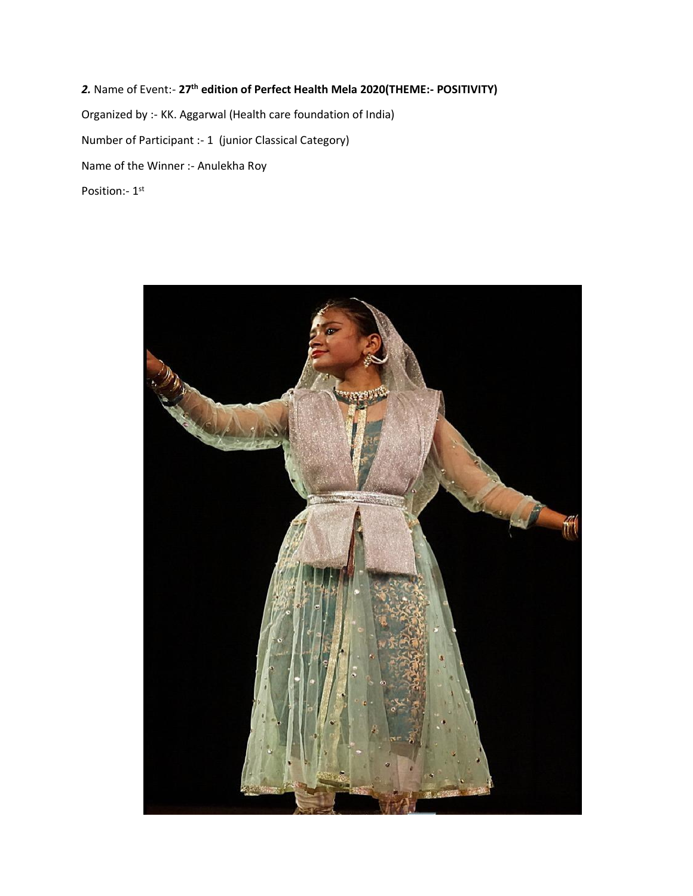***2.*** Name of Event:- **27th edition of Perfect Health Mela 2020(THEME:- POSITIVITY)**

Organized by :- KK. Aggarwal (Health care foundation of India)

Number of Participant :- 1 (junior Classical Category)

Name of the Winner :- Anulekha Roy

Position:- 1st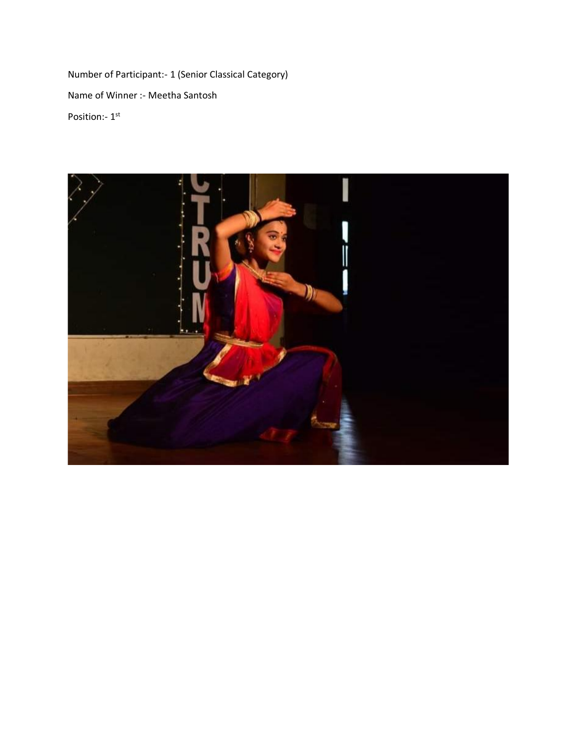Number of Participant:- 1 (Senior Classical Category)

Name of Winner :- Meetha Santosh

Position:- 1st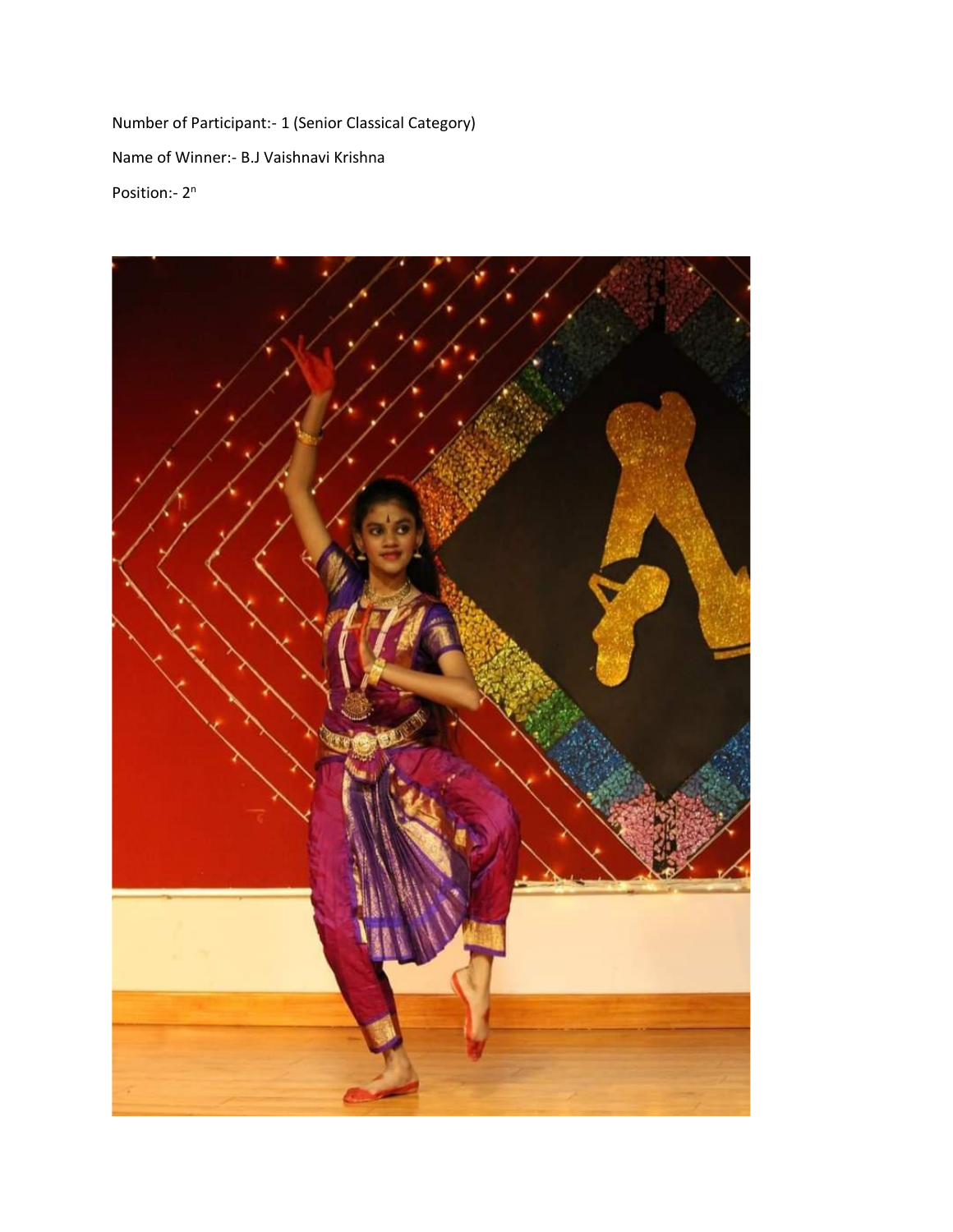Number of Participant:- 1 (Senior Classical Category)

Name of Winner:- B.J Vaishnavi Krishna

Position:- $2^n$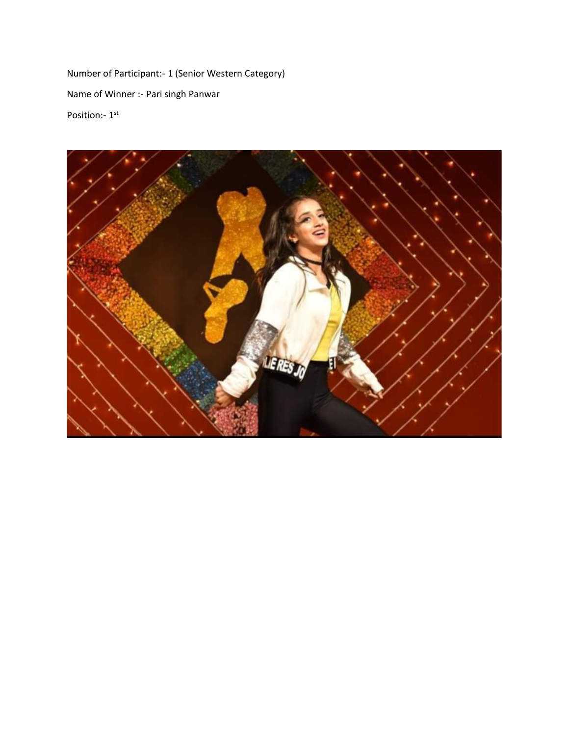Number of Participant:- 1 (Senior Western Category)

Name of Winner :- Pari singh Panwar

Position:- 1st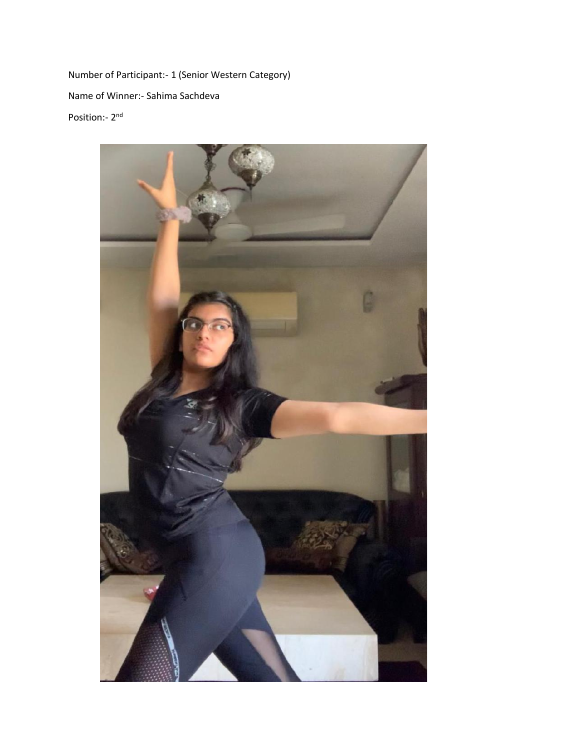Number of Participant:- 1 (Senior Western Category)

Name of Winner:- Sahima Sachdeva

Position:- 2nd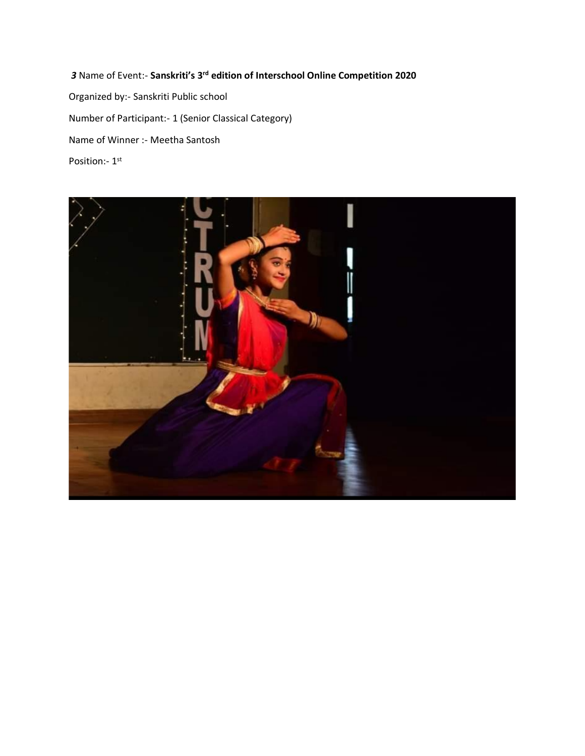***3*** Name of Event:- **Sanskriti's 3rd edition of Interschool Online Competition 2020**

Organized by:- Sanskriti Public school

Number of Participant:- 1 (Senior Classical Category)

Name of Winner :- Meetha Santosh

Position:- 1st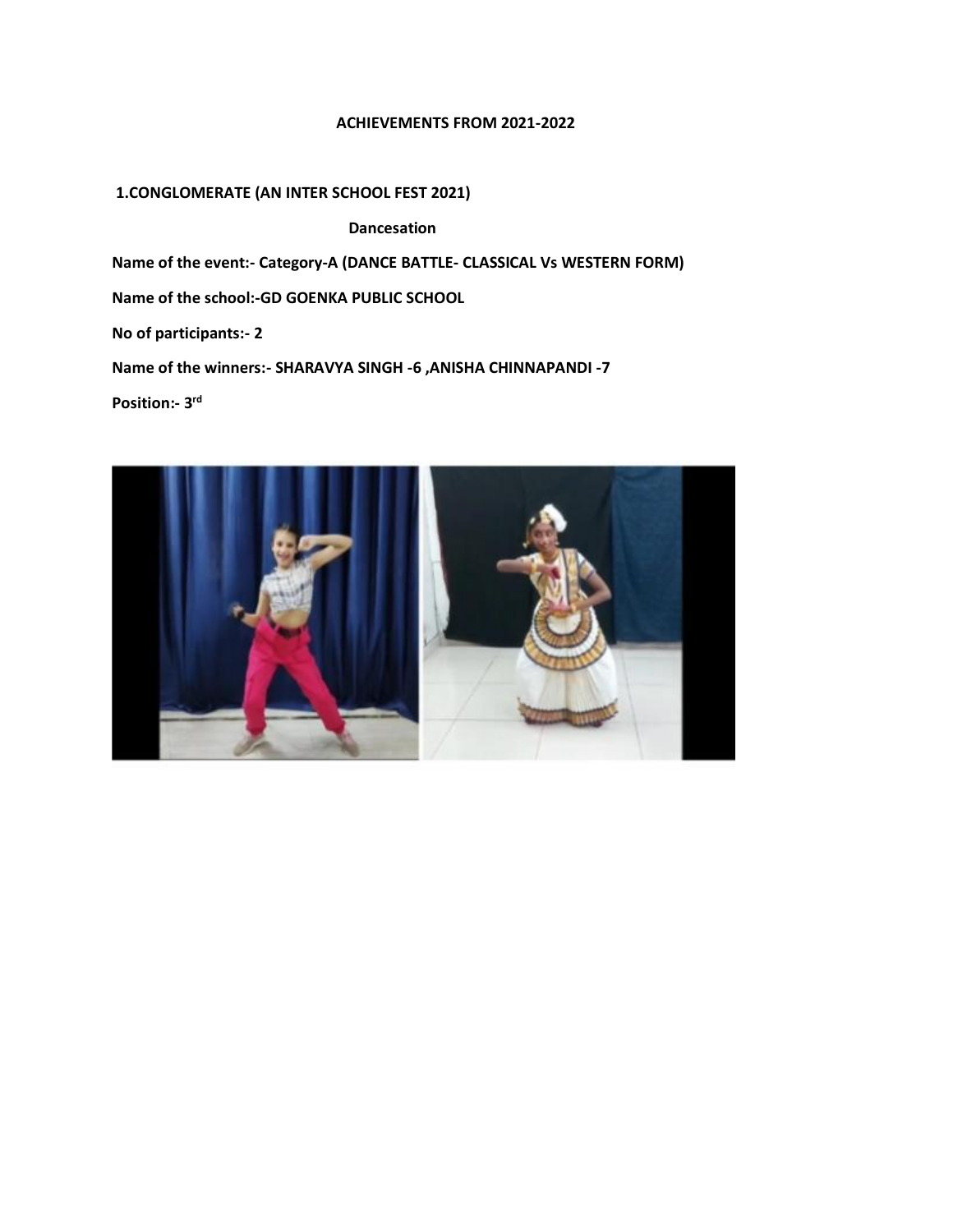# ACHIEVEMENTS FROM 2021-2022

## 1.CONGLOMERATE (AN INTER SCHOOL FEST 2021)

**Dancesation**

**Name of the event:- Category-A (DANCE BATTLE- CLASSICAL Vs WESTERN FORM)**

**Name of the school:-GD GOENKA PUBLIC SCHOOL**

**No of participants:- 2**

**Name of the winners:- SHARAVYA SINGH -6 ,ANISHA CHINNAPANDI -7**

**Position:- 3rd**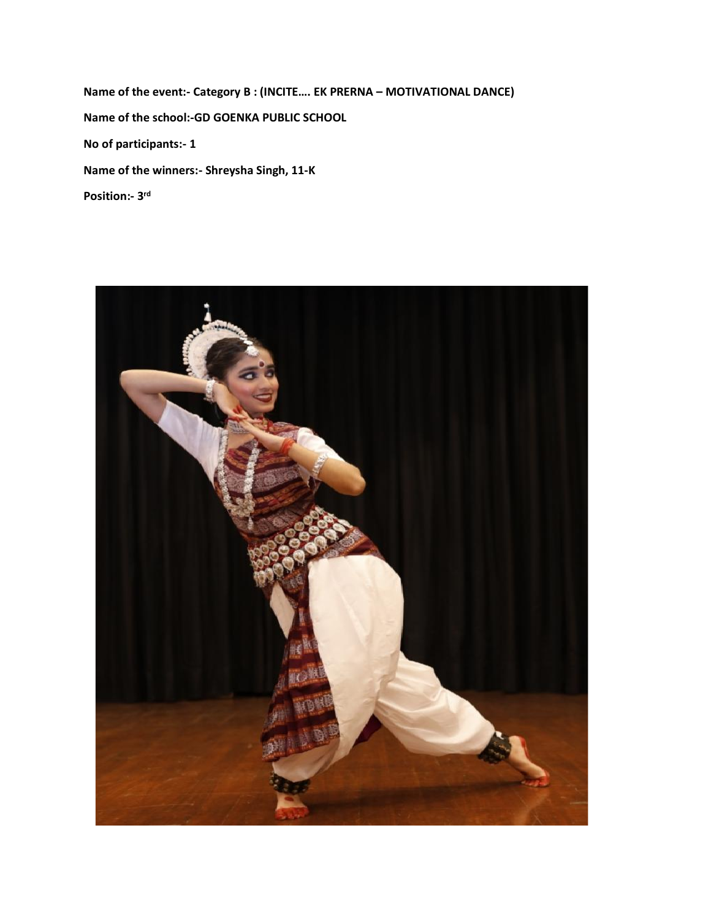**Name of the event:- Category B : (INCITE…. EK PRERNA – MOTIVATIONAL DANCE)**

**Name of the school:-GD GOENKA PUBLIC SCHOOL**

**No of participants:- 1**

**Name of the winners:- Shreysha Singh, 11-K**

**Position:- 3rd**